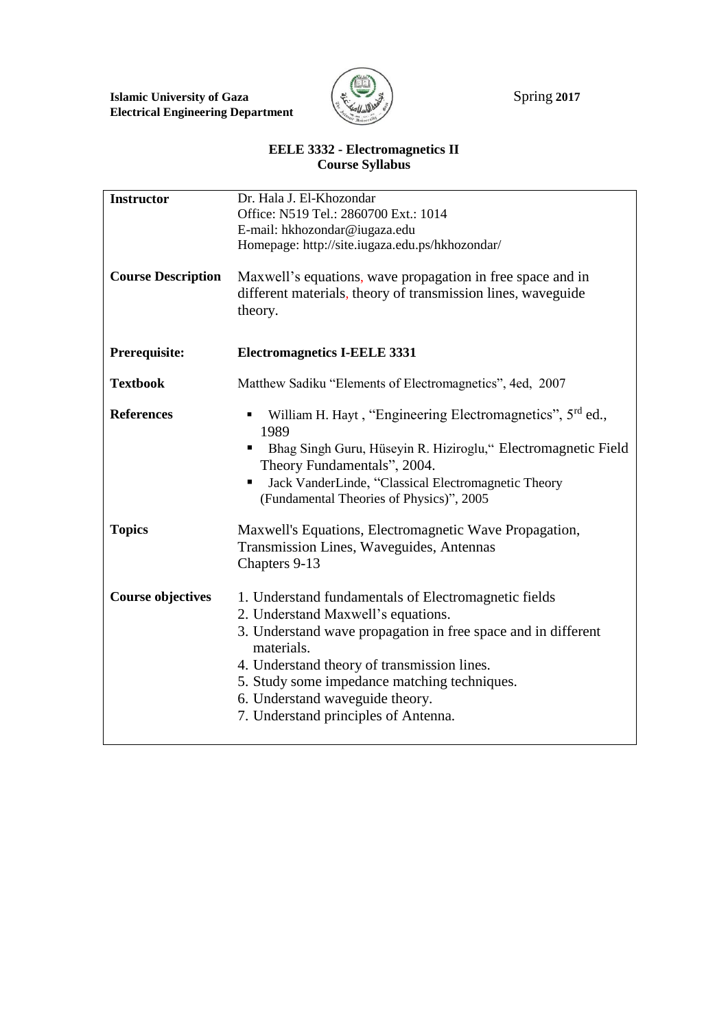**Islamic University of Gaza**
**Electrical Engineering Department**

Spring **2017**

# EELE 3332 - Electromagnetics II
## Course Syllabus

| | |
|---|---|
| **Instructor** | Dr. Hala J. El-Khozondar<br>Office: N519 Tel.: 2860700 Ext.: 1014<br>E-mail: hkhozondar@iugaza.edu<br>Homepage: http://site.iugaza.edu.ps/hkhozondar/ |
| **Course Description** | Maxwell's equations, wave propagation in free space and in different materials, theory of transmission lines, waveguide theory. |
| **Prerequisite:** | **Electromagnetics I-EELE 3331** |
| **Textbook** | Matthew Sadiku "Elements of Electromagnetics", 4ed, 2007 |
| **References** | ▪ William H. Hayt , "Engineering Electromagnetics", 5rd ed., 1989<br>▪ Bhag Singh Guru, Hüseyin R. Hiziroglu," Electromagnetic Field Theory Fundamentals", 2004.<br>▪ Jack VanderLinde, "Classical Electromagnetic Theory (Fundamental Theories of Physics)", 2005 |
| **Topics** | Maxwell's Equations, Electromagnetic Wave Propagation, Transmission Lines, Waveguides, Antennas<br>Chapters 9-13 |
| **Course objectives** | 1. Understand fundamentals of Electromagnetic fields<br>2. Understand Maxwell's equations.<br>3. Understand wave propagation in free space and in different materials.<br>4. Understand theory of transmission lines.<br>5. Study some impedance matching techniques.<br>6. Understand waveguide theory.<br>7. Understand principles of Antenna. |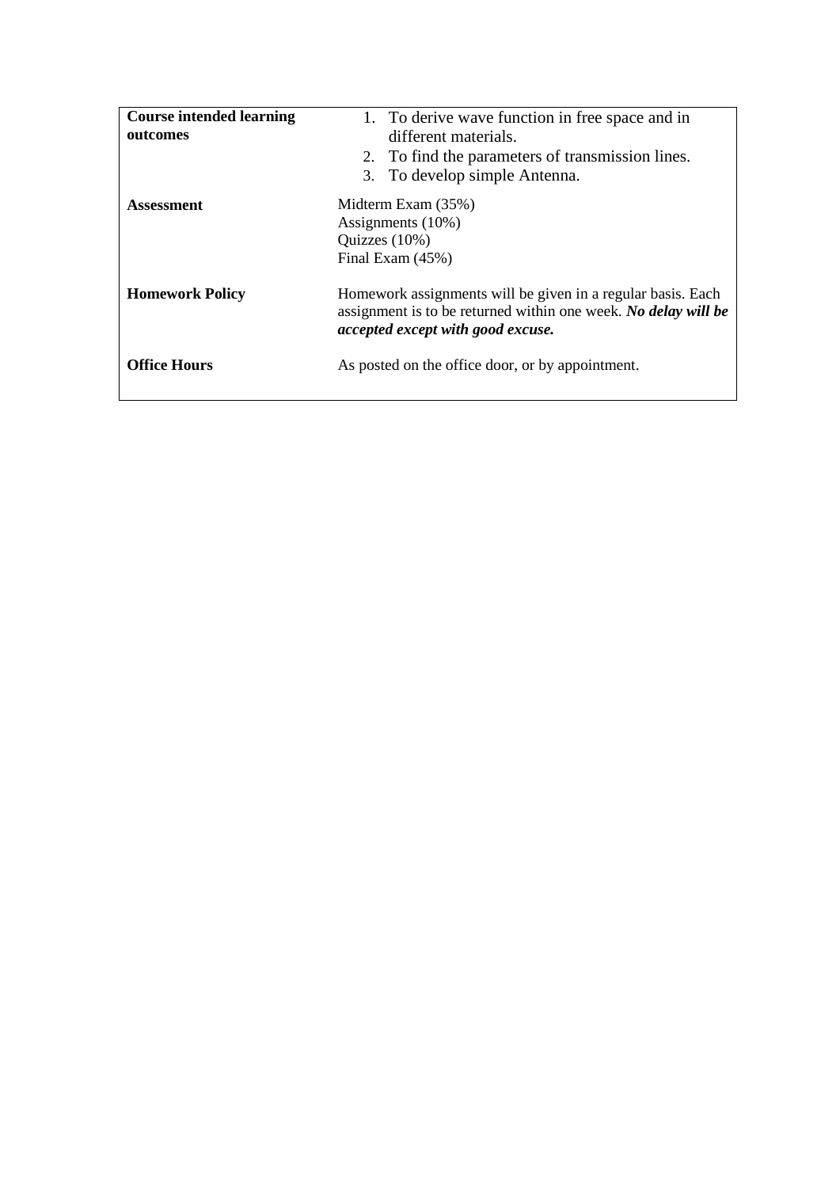| | |
|---|---|
| **Course intended learning outcomes** | 1. To derive wave function in free space and in different materials.<br>2. To find the parameters of transmission lines.<br>3. To develop simple Antenna. |
| **Assessment** | Midterm Exam (35%)<br>Assignments (10%)<br>Quizzes (10%)<br>Final Exam (45%) |
| **Homework Policy** | Homework assignments will be given in a regular basis. Each assignment is to be returned within one week. ***No delay will be accepted except with good excuse.*** |
| **Office Hours** | As posted on the office door, or by appointment. |